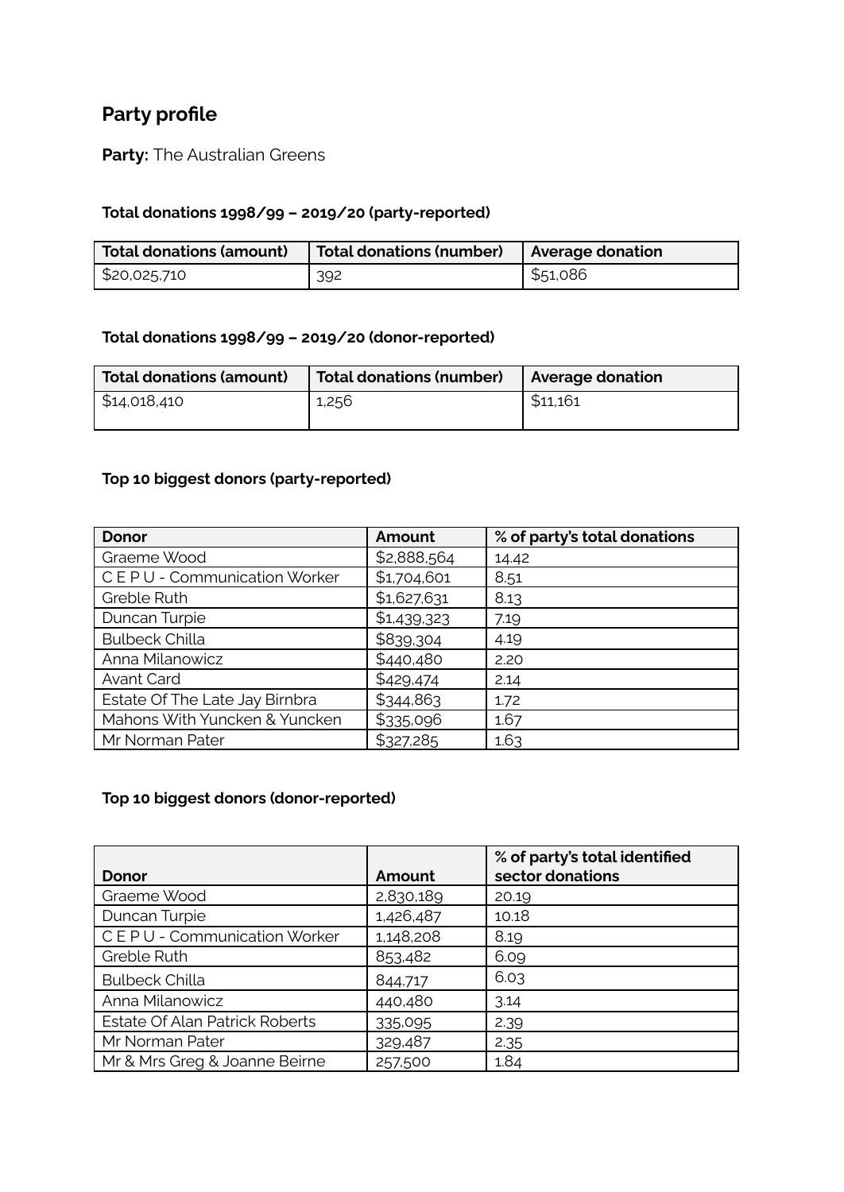## Party profile

**Party:** The Australian Greens

### Total donations 1998/99 – 2019/20 (party-reported)

| Total donations (amount) | Total donations (number) | Average donation |
|---|---|---|
| $20,025,710 | 392 | $51,086 |

### Total donations 1998/99 – 2019/20 (donor-reported)

| Total donations (amount) | Total donations (number) | Average donation |
|---|---|---|
| $14,018,410 | 1,256 | $11,161 |

### Top 10 biggest donors (party-reported)

| Donor | Amount | % of party's total donations |
|---|---|---|
| Graeme Wood | $2,888,564 | 14.42 |
| C E P U - Communication Worker | $1,704,601 | 8.51 |
| Greble Ruth | $1,627,631 | 8.13 |
| Duncan Turpie | $1,439,323 | 7.19 |
| Bulbeck Chilla | $839,304 | 4.19 |
| Anna Milanowicz | $440,480 | 2.20 |
| Avant Card | $429,474 | 2.14 |
| Estate Of The Late Jay Birnbra | $344,863 | 1.72 |
| Mahons With Yuncken & Yuncken | $335,096 | 1.67 |
| Mr Norman Pater | $327,285 | 1.63 |

### Top 10 biggest donors (donor-reported)

| Donor | Amount | % of party's total identified sector donations |
|---|---|---|
| Graeme Wood | 2,830,189 | 20.19 |
| Duncan Turpie | 1,426,487 | 10.18 |
| C E P U - Communication Worker | 1,148,208 | 8.19 |
| Greble Ruth | 853,482 | 6.09 |
| Bulbeck Chilla | 844,717 | 6.03 |
| Anna Milanowicz | 440,480 | 3.14 |
| Estate Of Alan Patrick Roberts | 335,095 | 2.39 |
| Mr Norman Pater | 329,487 | 2.35 |
| Mr & Mrs Greg & Joanne Beirne | 257,500 | 1.84 |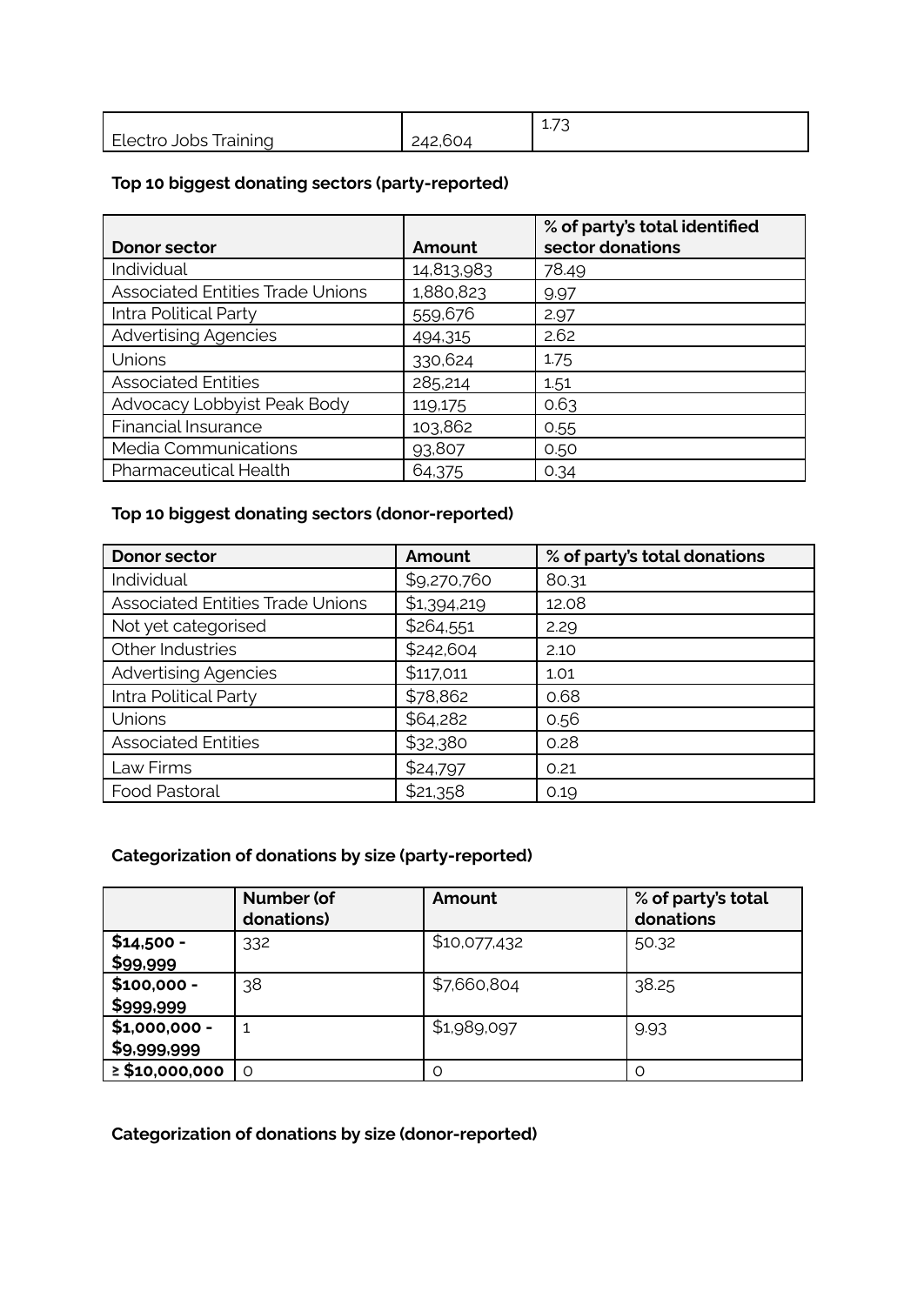| Electro Jobs Training | 242,604 | 1.73 |
|---|---|---|

**Top 10 biggest donating sectors (party-reported)**

| Donor sector | Amount | % of party's total identified sector donations |
|---|---|---|
| Individual | 14,813,983 | 78.49 |
| Associated Entities Trade Unions | 1,880,823 | 9.97 |
| Intra Political Party | 559,676 | 2.97 |
| Advertising Agencies | 494,315 | 2.62 |
| Unions | 330,624 | 1.75 |
| Associated Entities | 285,214 | 1.51 |
| Advocacy Lobbyist Peak Body | 119,175 | 0.63 |
| Financial Insurance | 103,862 | 0.55 |
| Media Communications | 93,807 | 0.50 |
| Pharmaceutical Health | 64,375 | 0.34 |

**Top 10 biggest donating sectors (donor-reported)**

| Donor sector | Amount | % of party's total donations |
|---|---|---|
| Individual | $9,270,760 | 80.31 |
| Associated Entities Trade Unions | $1,394,219 | 12.08 |
| Not yet categorised | $264,551 | 2.29 |
| Other Industries | $242,604 | 2.10 |
| Advertising Agencies | $117,011 | 1.01 |
| Intra Political Party | $78,862 | 0.68 |
| Unions | $64,282 | 0.56 |
| Associated Entities | $32,380 | 0.28 |
| Law Firms | $24,797 | 0.21 |
| Food Pastoral | $21,358 | 0.19 |

**Categorization of donations by size (party-reported)**

| | Number (of donations) | Amount | % of party's total donations |
|---|---|---|---|
| **$14,500 - $99,999** | 332 | $10,077,432 | 50.32 |
| **$100,000 - $999,999** | 38 | $7,660,804 | 38.25 |
| **$1,000,000 - $9,999,999** | 1 | $1,989,097 | 9.93 |
| **≥ $10,000,000** | 0 | 0 | 0 |

**Categorization of donations by size (donor-reported)**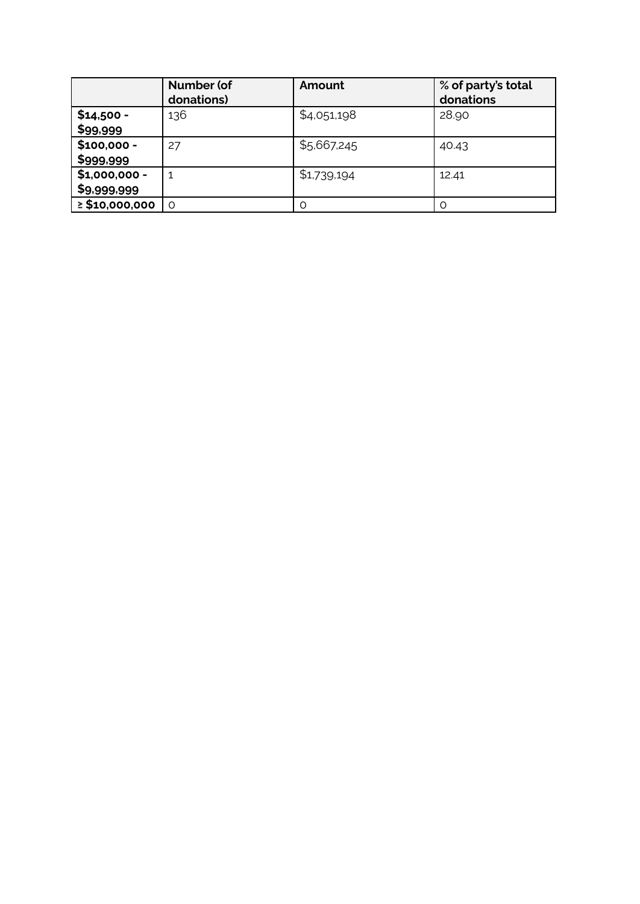| | Number (of donations) | Amount | % of party's total donations |
|---|---|---|---|
| **$14,500 - $99,999** | 136 | $4,051,198 | 28.90 |
| **$100,000 - $999,999** | 27 | $5,667,245 | 40.43 |
| **$1,000,000 - $9,999,999** | 1 | $1,739,194 | 12.41 |
| **≥ $10,000,000** | 0 | 0 | 0 |